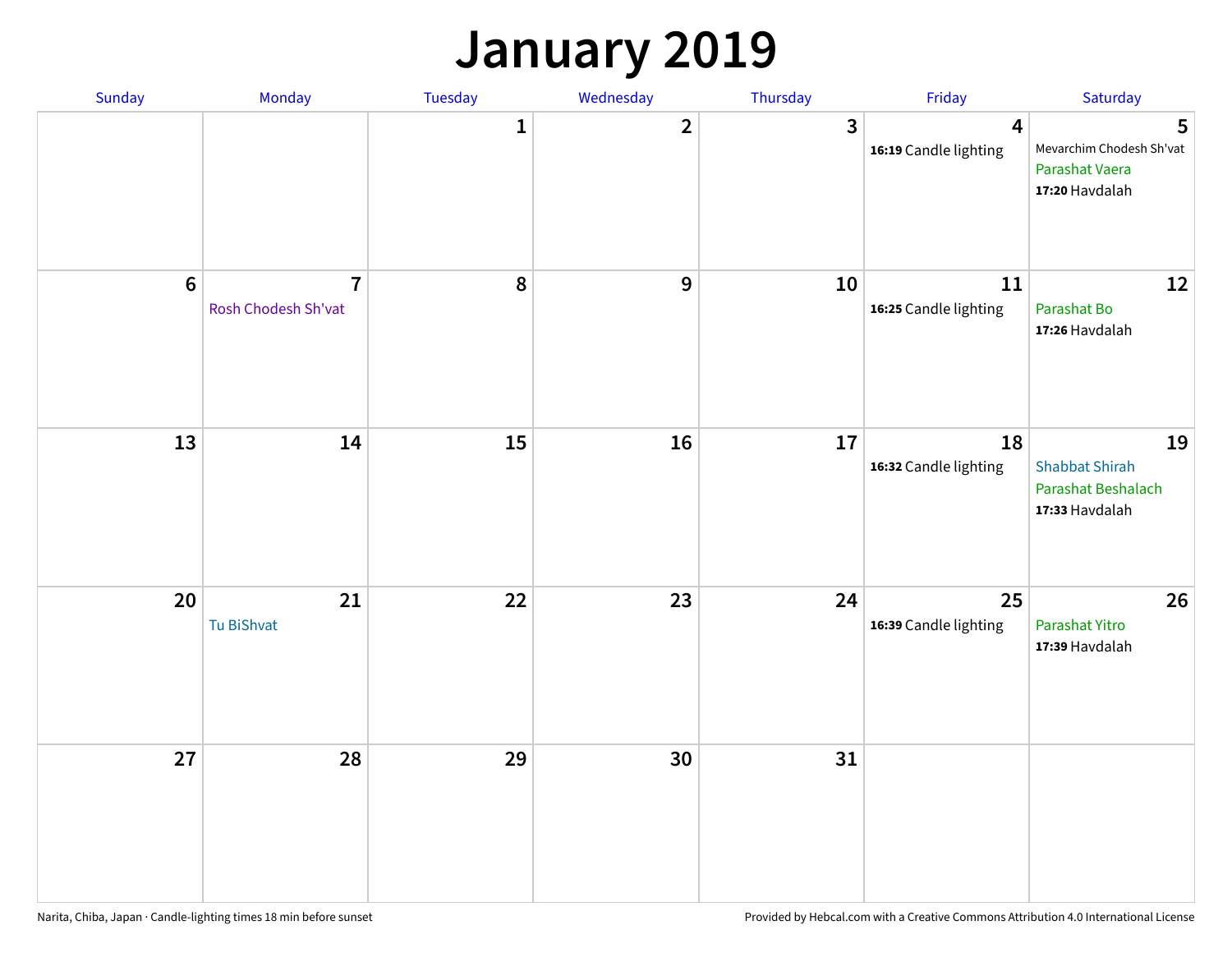# January 2019

| Sunday | Monday | Tuesday | Wednesday | Thursday | Friday | Saturday |
|---|---|---|---|---|---|---|
| | | 1 | 2 | 3 | 4<br>**16:19** Candle lighting | 5<br>Mevarchim Chodesh Sh'vat<br>Parashat Vaera<br>**17:20** Havdalah |
| 6 | 7<br>Rosh Chodesh Sh'vat | 8 | 9 | 10 | 11<br>**16:25** Candle lighting | 12<br>Parashat Bo<br>**17:26** Havdalah |
| 13 | 14 | 15 | 16 | 17 | 18<br>**16:32** Candle lighting | 19<br>Shabbat Shirah<br>Parashat Beshalach<br>**17:33** Havdalah |
| 20 | 21<br>Tu BiShvat | 22 | 23 | 24 | 25<br>**16:39** Candle lighting | 26<br>Parashat Yitro<br>**17:39** Havdalah |
| 27 | 28 | 29 | 30 | 31 | | |

Narita, Chiba, Japan · Candle-lighting times 18 min before sunset

Provided by Hebcal.com with a Creative Commons Attribution 4.0 International License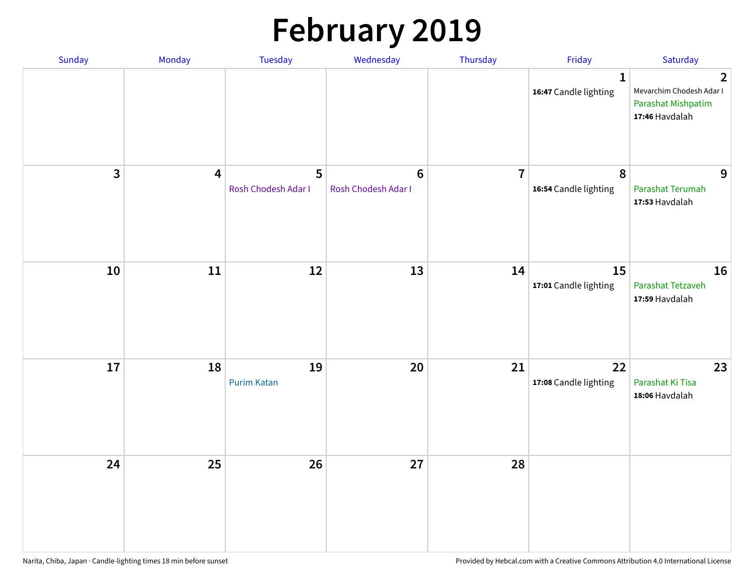# February 2019

| Sunday | Monday | Tuesday | Wednesday | Thursday | Friday | Saturday |
|---|---|---|---|---|---|---|
| | | | | | **1**<br>**16:47** Candle lighting | **2**<br>Mevarchim Chodesh Adar I<br>Parashat Mishpatim<br>**17:46** Havdalah |
| **3** | **4** | **5**<br>Rosh Chodesh Adar I | **6**<br>Rosh Chodesh Adar I | **7** | **8**<br>**16:54** Candle lighting | **9**<br>Parashat Terumah<br>**17:53** Havdalah |
| **10** | **11** | **12** | **13** | **14** | **15**<br>**17:01** Candle lighting | **16**<br>Parashat Tetzaveh<br>**17:59** Havdalah |
| **17** | **18** | **19**<br>Purim Katan | **20** | **21** | **22**<br>**17:08** Candle lighting | **23**<br>Parashat Ki Tisa<br>**18:06** Havdalah |
| **24** | **25** | **26** | **27** | **28** | | |

Narita, Chiba, Japan · Candle-lighting times 18 min before sunset

Provided by Hebcal.com with a Creative Commons Attribution 4.0 International License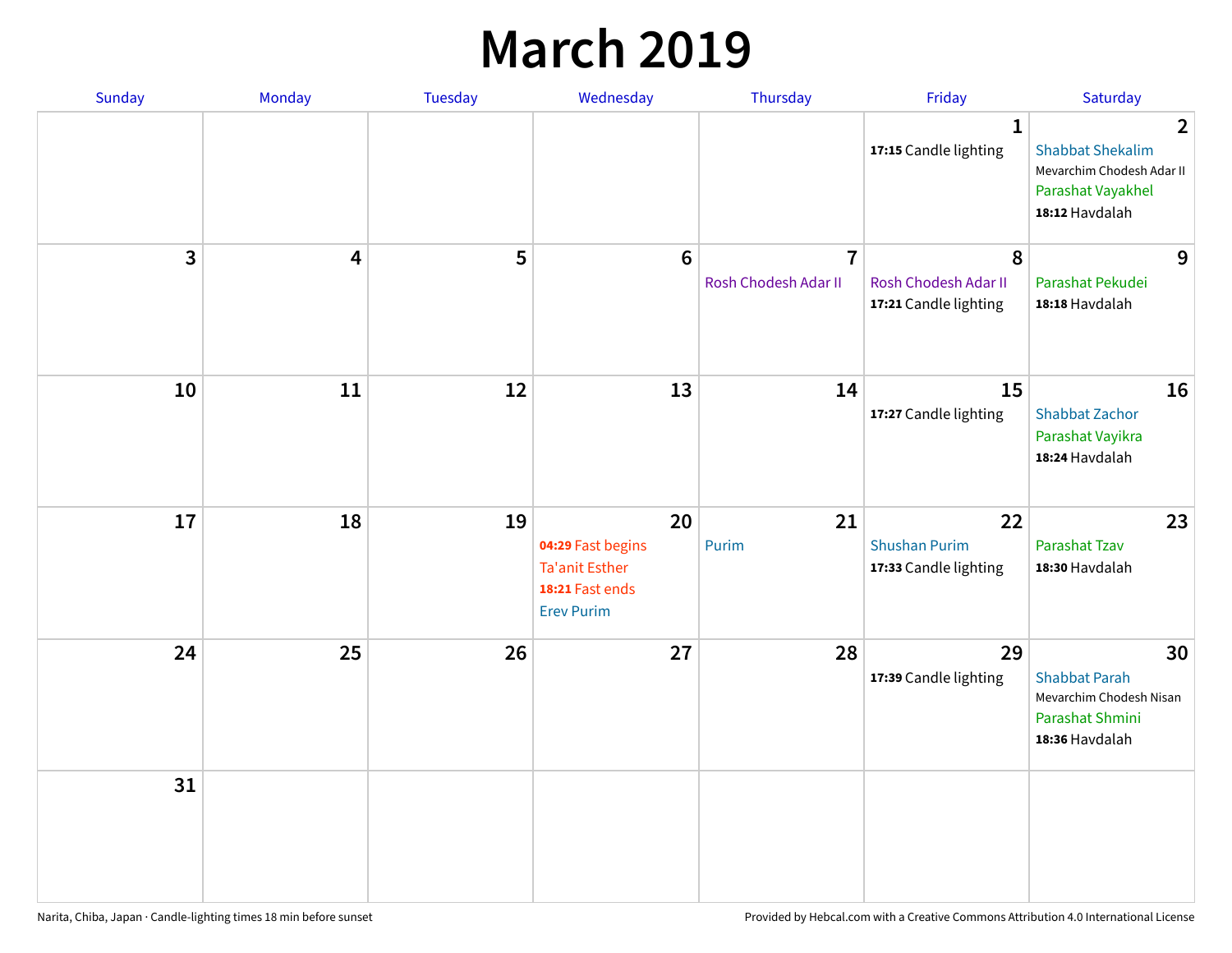# March 2019

| Sunday | Monday | Tuesday | Wednesday | Thursday | Friday | Saturday |
|---|---|---|---|---|---|---|
| | | | | | 1<br>**17:15** Candle lighting | 2<br>Shabbat Shekalim<br>Mevarchim Chodesh Adar II<br>Parashat Vayakhel<br>**18:12** Havdalah |
| 3 | 4 | 5 | 6 | 7<br>Rosh Chodesh Adar II | 8<br>Rosh Chodesh Adar II<br>**17:21** Candle lighting | 9<br>Parashat Pekudei<br>**18:18** Havdalah |
| 10 | 11 | 12 | 13 | 14 | 15<br>**17:27** Candle lighting | 16<br>Shabbat Zachor<br>Parashat Vayikra<br>**18:24** Havdalah |
| 17 | 18 | 19 | 20<br>**04:29** Fast begins<br>Ta'anit Esther<br>**18:21** Fast ends<br>Erev Purim | 21<br>Purim | 22<br>Shushan Purim<br>**17:33** Candle lighting | 23<br>Parashat Tzav<br>**18:30** Havdalah |
| 24 | 25 | 26 | 27 | 28 | 29<br>**17:39** Candle lighting | 30<br>Shabbat Parah<br>Mevarchim Chodesh Nisan<br>Parashat Shmini<br>**18:36** Havdalah |
| 31 | | | | | | |

Narita, Chiba, Japan · Candle-lighting times 18 min before sunset

Provided by Hebcal.com with a Creative Commons Attribution 4.0 International License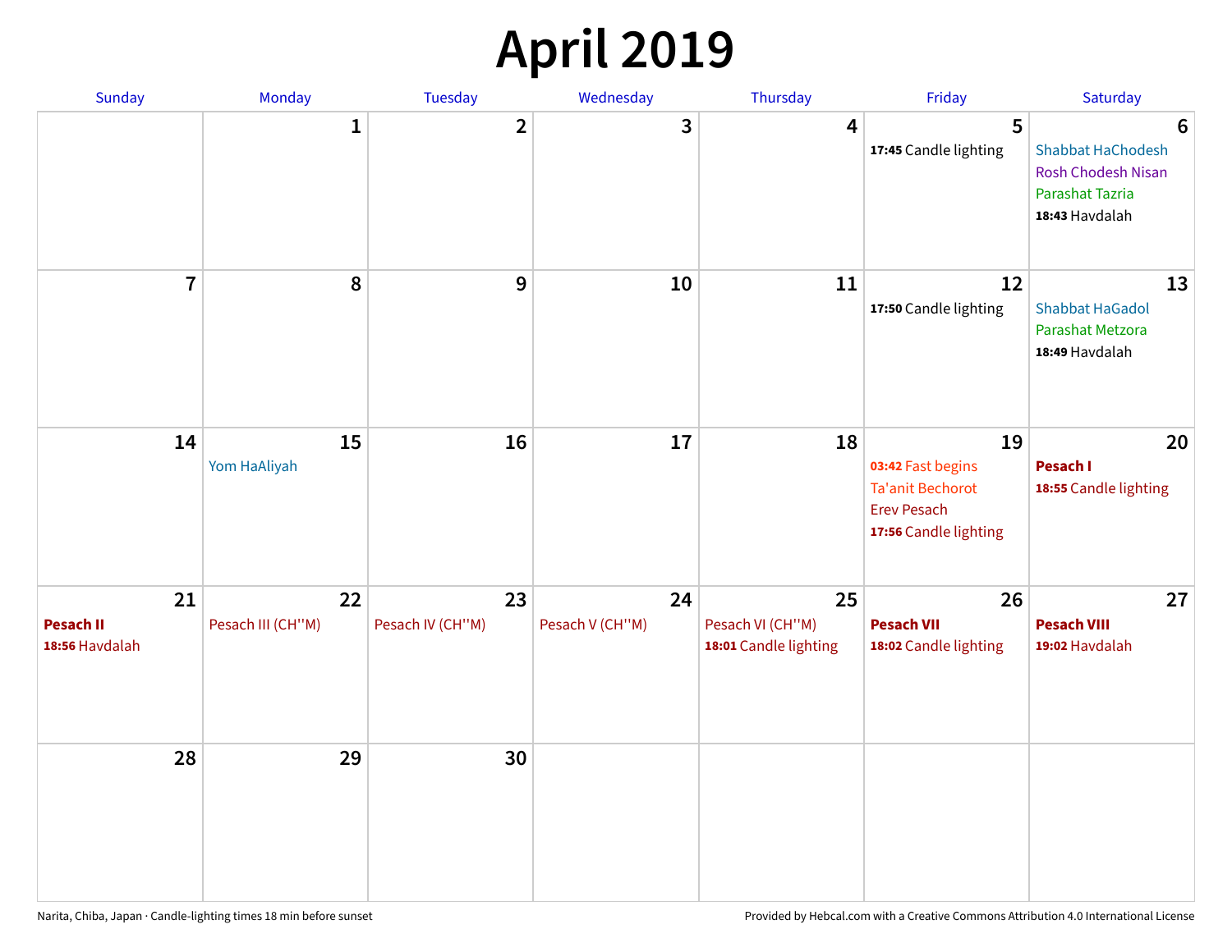# April 2019

| Sunday | Monday | Tuesday | Wednesday | Thursday | Friday | Saturday |
|---|---|---|---|---|---|---|
| | 1 | 2 | 3 | 4 | 5<br>**17:45** Candle lighting | 6<br>Shabbat HaChodesh<br>Rosh Chodesh Nisan<br>Parashat Tazria<br>**18:43** Havdalah |
| 7 | 8 | 9 | 10 | 11 | 12<br>**17:50** Candle lighting | 13<br>Shabbat HaGadol<br>Parashat Metzora<br>**18:49** Havdalah |
| 14 | 15<br>Yom HaAliyah | 16 | 17 | 18 | 19<br>**03:42** Fast begins<br>Ta'anit Bechorot<br>Erev Pesach<br>**17:56** Candle lighting | 20<br>**Pesach I**<br>**18:55** Candle lighting |
| 21<br>**Pesach II**<br>**18:56** Havdalah | 22<br>Pesach III (CH''M) | 23<br>Pesach IV (CH''M) | 24<br>Pesach V (CH''M) | 25<br>Pesach VI (CH''M)<br>**18:01** Candle lighting | 26<br>**Pesach VII**<br>**18:02** Candle lighting | 27<br>**Pesach VIII**<br>**19:02** Havdalah |
| 28 | 29 | 30 | | | | |

Narita, Chiba, Japan · Candle-lighting times 18 min before sunset

Provided by Hebcal.com with a Creative Commons Attribution 4.0 International License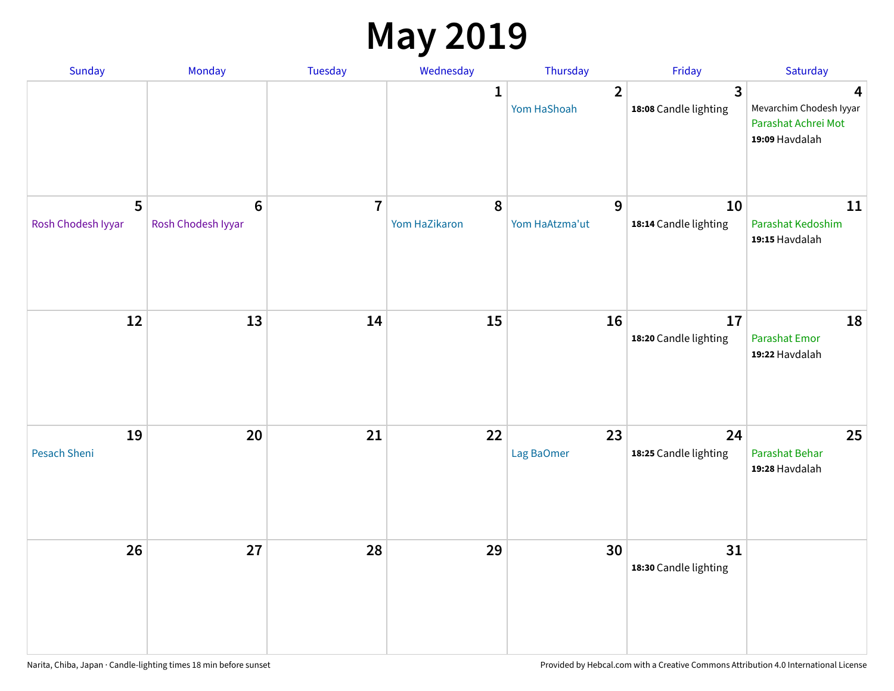# May 2019

| Sunday | Monday | Tuesday | Wednesday | Thursday | Friday | Saturday |
|---|---|---|---|---|---|---|
| | | | 1 | 2<br>Yom HaShoah | 3<br>**18:08** Candle lighting | 4<br>Mevarchim Chodesh Iyyar<br>Parashat Achrei Mot<br>**19:09** Havdalah |
| 5<br>Rosh Chodesh Iyyar | 6<br>Rosh Chodesh Iyyar | 7 | 8<br>Yom HaZikaron | 9<br>Yom HaAtzma'ut | 10<br>**18:14** Candle lighting | 11<br>Parashat Kedoshim<br>**19:15** Havdalah |
| 12 | 13 | 14 | 15 | 16 | 17<br>**18:20** Candle lighting | 18<br>Parashat Emor<br>**19:22** Havdalah |
| 19<br>Pesach Sheni | 20 | 21 | 22 | 23<br>Lag BaOmer | 24<br>**18:25** Candle lighting | 25<br>Parashat Behar<br>**19:28** Havdalah |
| 26 | 27 | 28 | 29 | 30 | 31<br>**18:30** Candle lighting | |

Narita, Chiba, Japan · Candle-lighting times 18 min before sunset

Provided by Hebcal.com with a Creative Commons Attribution 4.0 International License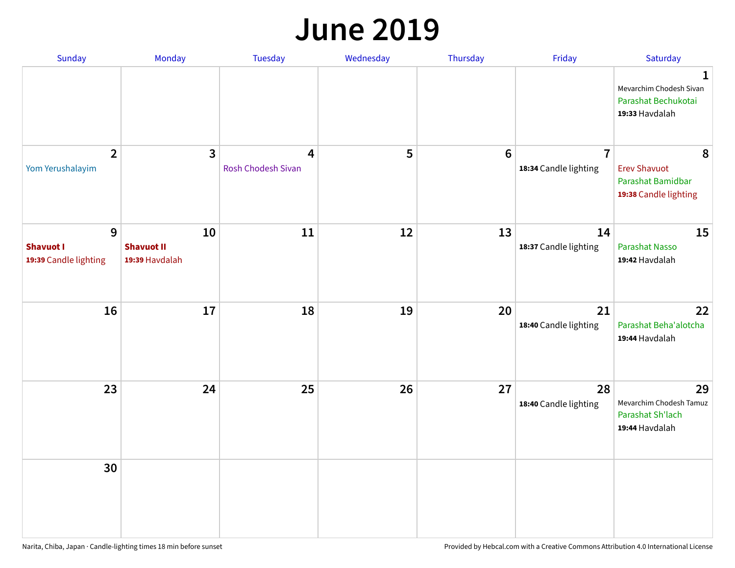# June 2019

| Sunday | Monday | Tuesday | Wednesday | Thursday | Friday | Saturday |
|---|---|---|---|---|---|---|
| | | | | | | **1**<br>Mevarchim Chodesh Sivan<br>Parashat Bechukotai<br>**19:33** Havdalah |
| **2**<br>Yom Yerushalayim | **3** | **4**<br>Rosh Chodesh Sivan | **5** | **6** | **7**<br>**18:34** Candle lighting | **8**<br>Erev Shavuot<br>Parashat Bamidbar<br>**19:38** Candle lighting |
| **9**<br>**Shavuot I**<br>**19:39** Candle lighting | **10**<br>**Shavuot II**<br>**19:39** Havdalah | **11** | **12** | **13** | **14**<br>**18:37** Candle lighting | **15**<br>Parashat Nasso<br>**19:42** Havdalah |
| **16** | **17** | **18** | **19** | **20** | **21**<br>**18:40** Candle lighting | **22**<br>Parashat Beha'alotcha<br>**19:44** Havdalah |
| **23** | **24** | **25** | **26** | **27** | **28**<br>**18:40** Candle lighting | **29**<br>Mevarchim Chodesh Tamuz<br>Parashat Sh'lach<br>**19:44** Havdalah |
| **30** | | | | | | |

Narita, Chiba, Japan · Candle-lighting times 18 min before sunset

Provided by Hebcal.com with a Creative Commons Attribution 4.0 International License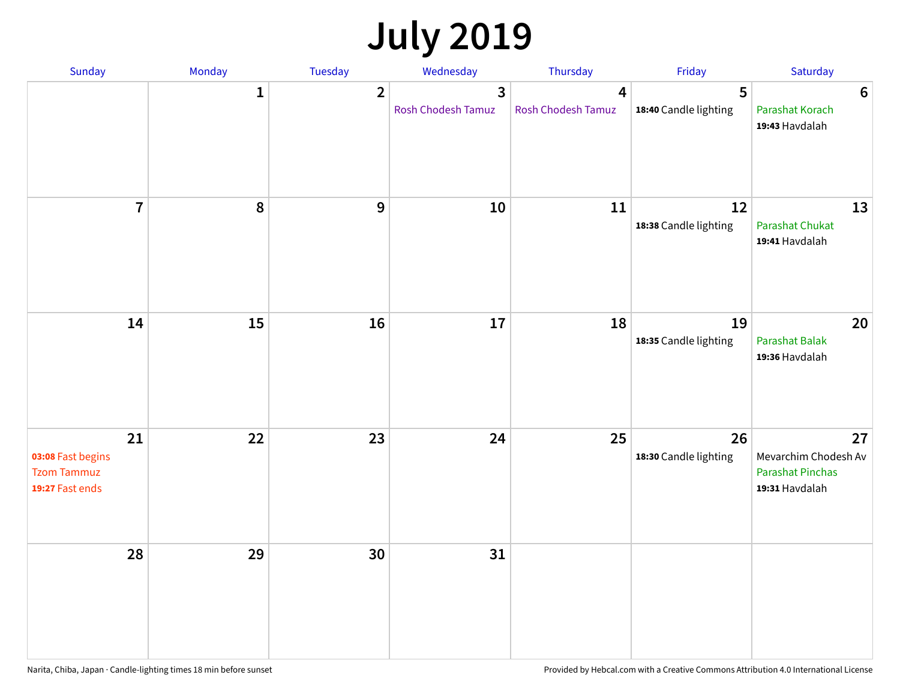# July 2019

| Sunday | Monday | Tuesday | Wednesday | Thursday | Friday | Saturday |
|---|---|---|---|---|---|---|
| | 1 | 2 | 3<br>Rosh Chodesh Tamuz | 4<br>Rosh Chodesh Tamuz | 5<br>**18:40** Candle lighting | 6<br>Parashat Korach<br>**19:43** Havdalah |
| 7 | 8 | 9 | 10 | 11 | 12<br>**18:38** Candle lighting | 13<br>Parashat Chukat<br>**19:41** Havdalah |
| 14 | 15 | 16 | 17 | 18 | 19<br>**18:35** Candle lighting | 20<br>Parashat Balak<br>**19:36** Havdalah |
| 21<br>**03:08** Fast begins<br>Tzom Tammuz<br>**19:27** Fast ends | 22 | 23 | 24 | 25 | 26<br>**18:30** Candle lighting | 27<br>Mevarchim Chodesh Av<br>Parashat Pinchas<br>**19:31** Havdalah |
| 28 | 29 | 30 | 31 | | | |

Narita, Chiba, Japan · Candle-lighting times 18 min before sunset

Provided by Hebcal.com with a Creative Commons Attribution 4.0 International License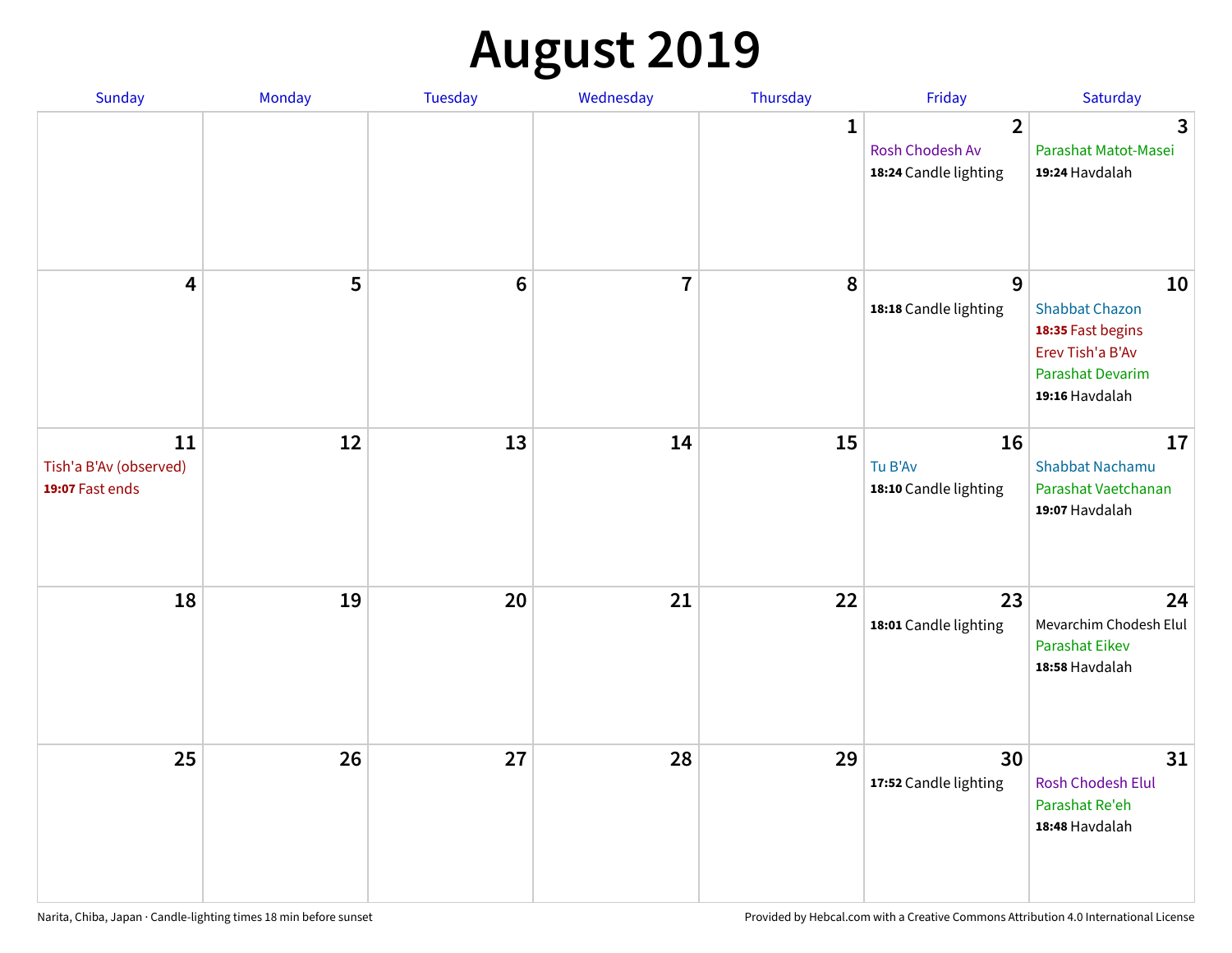# August 2019

| Sunday | Monday | Tuesday | Wednesday | Thursday | Friday | Saturday |
|---|---|---|---|---|---|---|
| | | | | 1 | 2<br>Rosh Chodesh Av<br>**18:24** Candle lighting | 3<br>Parashat Matot-Masei<br>**19:24** Havdalah |
| 4 | 5 | 6 | 7 | 8 | 9<br>**18:18** Candle lighting | 10<br>Shabbat Chazon<br>**18:35** Fast begins<br>Erev Tish'a B'Av<br>Parashat Devarim<br>**19:16** Havdalah |
| 11<br>Tish'a B'Av (observed)<br>**19:07** Fast ends | 12 | 13 | 14 | 15 | 16<br>Tu B'Av<br>**18:10** Candle lighting | 17<br>Shabbat Nachamu<br>Parashat Vaetchanan<br>**19:07** Havdalah |
| 18 | 19 | 20 | 21 | 22 | 23<br>**18:01** Candle lighting | 24<br>Mevarchim Chodesh Elul<br>Parashat Eikev<br>**18:58** Havdalah |
| 25 | 26 | 27 | 28 | 29 | 30<br>**17:52** Candle lighting | 31<br>Rosh Chodesh Elul<br>Parashat Re'eh<br>**18:48** Havdalah |

Narita, Chiba, Japan · Candle-lighting times 18 min before sunset

Provided by Hebcal.com with a Creative Commons Attribution 4.0 International License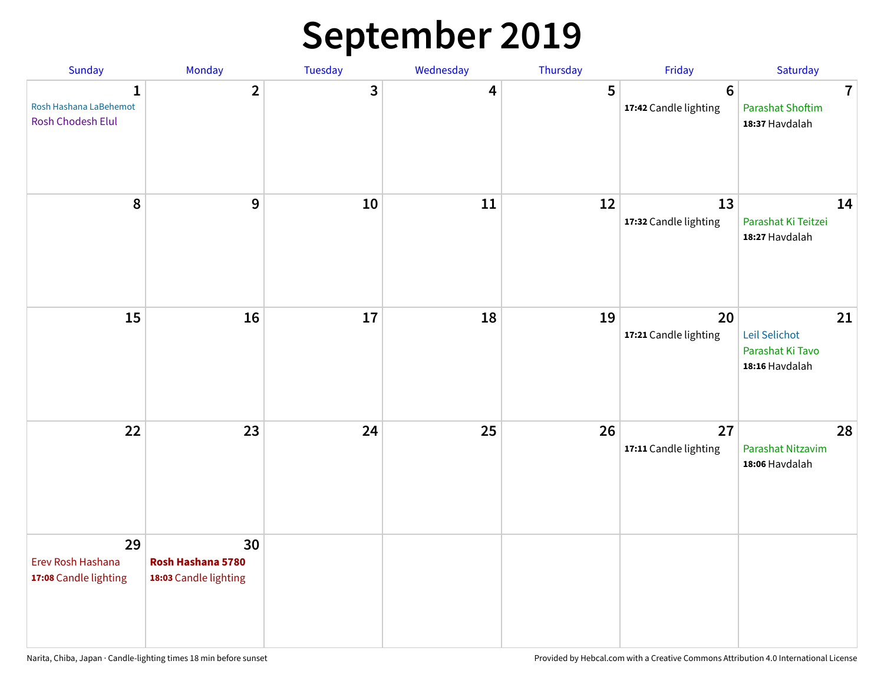# September 2019

| Sunday | Monday | Tuesday | Wednesday | Thursday | Friday | Saturday |
|---|---|---|---|---|---|---|
| **1**<br>Rosh Hashana LaBehemot<br>Rosh Chodesh Elul | **2** | **3** | **4** | **5** | **6**<br>**17:42** Candle lighting | **7**<br>Parashat Shoftim<br>**18:37** Havdalah |
| **8** | **9** | **10** | **11** | **12** | **13**<br>**17:32** Candle lighting | **14**<br>Parashat Ki Teitzei<br>**18:27** Havdalah |
| **15** | **16** | **17** | **18** | **19** | **20**<br>**17:21** Candle lighting | **21**<br>Leil Selichot<br>Parashat Ki Tavo<br>**18:16** Havdalah |
| **22** | **23** | **24** | **25** | **26** | **27**<br>**17:11** Candle lighting | **28**<br>Parashat Nitzavim<br>**18:06** Havdalah |
| **29**<br>Erev Rosh Hashana<br>**17:08** Candle lighting | **30**<br>**Rosh Hashana 5780**<br>**18:03** Candle lighting | | | | | |

Narita, Chiba, Japan · Candle-lighting times 18 min before sunset

Provided by Hebcal.com with a Creative Commons Attribution 4.0 International License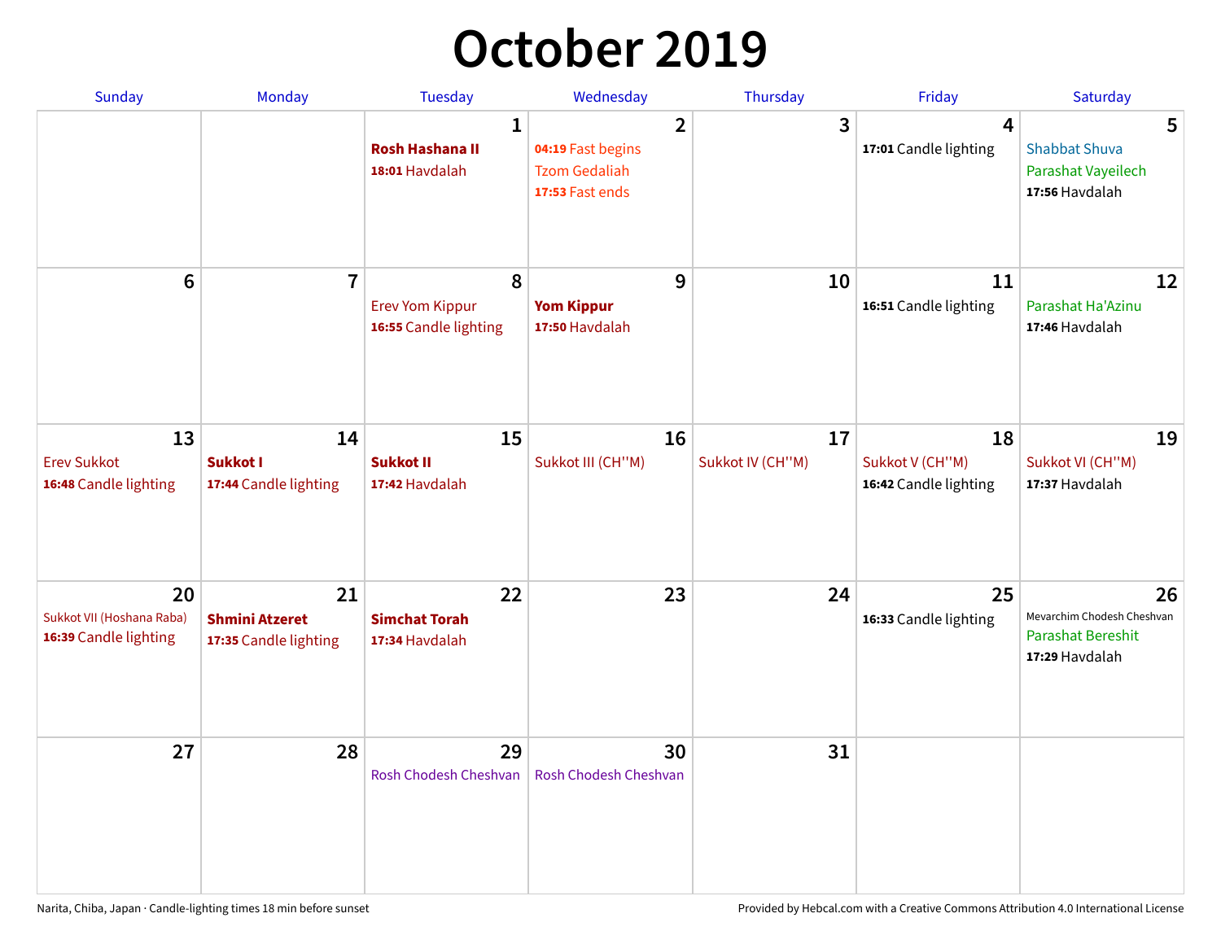# October 2019

| Sunday | Monday | Tuesday | Wednesday | Thursday | Friday | Saturday |
|---|---|---|---|---|---|---|
| | | **1**<br>**Rosh Hashana II**<br>**18:01** Havdalah | **2**<br>**04:19** Fast begins<br>Tzom Gedaliah<br>**17:53** Fast ends | **3** | **4**<br>**17:01** Candle lighting | **5**<br>Shabbat Shuva<br>Parashat Vayeilech<br>**17:56** Havdalah |
| **6** | **7** | **8**<br>Erev Yom Kippur<br>**16:55** Candle lighting | **9**<br>**Yom Kippur**<br>**17:50** Havdalah | **10** | **11**<br>**16:51** Candle lighting | **12**<br>Parashat Ha'Azinu<br>**17:46** Havdalah |
| **13**<br>Erev Sukkot<br>**16:48** Candle lighting | **14**<br>**Sukkot I**<br>**17:44** Candle lighting | **15**<br>**Sukkot II**<br>**17:42** Havdalah | **16**<br>Sukkot III (CH''M) | **17**<br>Sukkot IV (CH''M) | **18**<br>Sukkot V (CH''M)<br>**16:42** Candle lighting | **19**<br>Sukkot VI (CH''M)<br>**17:37** Havdalah |
| **20**<br>Sukkot VII (Hoshana Raba)<br>**16:39** Candle lighting | **21**<br>**Shmini Atzeret**<br>**17:35** Candle lighting | **22**<br>**Simchat Torah**<br>**17:34** Havdalah | **23** | **24** | **25**<br>**16:33** Candle lighting | **26**<br>Mevarchim Chodesh Cheshvan<br>Parashat Bereshit<br>**17:29** Havdalah |
| **27** | **28** | **29**<br>Rosh Chodesh Cheshvan | **30**<br>Rosh Chodesh Cheshvan | **31** | | |

Narita, Chiba, Japan · Candle-lighting times 18 min before sunset

Provided by Hebcal.com with a Creative Commons Attribution 4.0 International License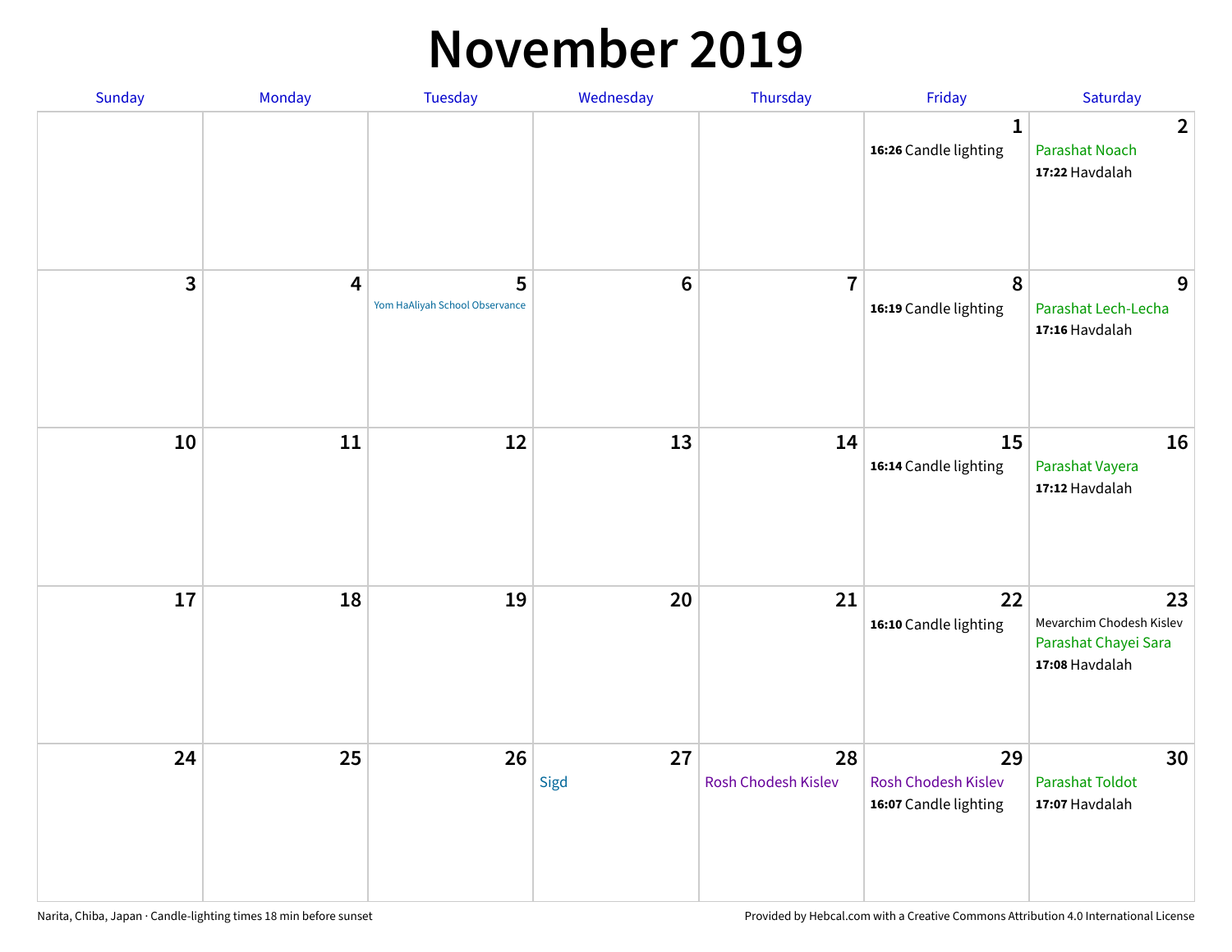# November 2019

| Sunday | Monday | Tuesday | Wednesday | Thursday | Friday | Saturday |
|---|---|---|---|---|---|---|
| | | | | | 1<br>**16:26** Candle lighting | 2<br>Parashat Noach<br>**17:22** Havdalah |
| 3 | 4 | 5<br>Yom HaAliyah School Observance | 6 | 7 | 8<br>**16:19** Candle lighting | 9<br>Parashat Lech-Lecha<br>**17:16** Havdalah |
| 10 | 11 | 12 | 13 | 14 | 15<br>**16:14** Candle lighting | 16<br>Parashat Vayera<br>**17:12** Havdalah |
| 17 | 18 | 19 | 20 | 21 | 22<br>**16:10** Candle lighting | 23<br>Mevarchim Chodesh Kislev<br>Parashat Chayei Sara<br>**17:08** Havdalah |
| 24 | 25 | 26 | 27<br>Sigd | 28<br>Rosh Chodesh Kislev | 29<br>Rosh Chodesh Kislev<br>**16:07** Candle lighting | 30<br>Parashat Toldot<br>**17:07** Havdalah |

Narita, Chiba, Japan · Candle-lighting times 18 min before sunset

Provided by Hebcal.com with a Creative Commons Attribution 4.0 International License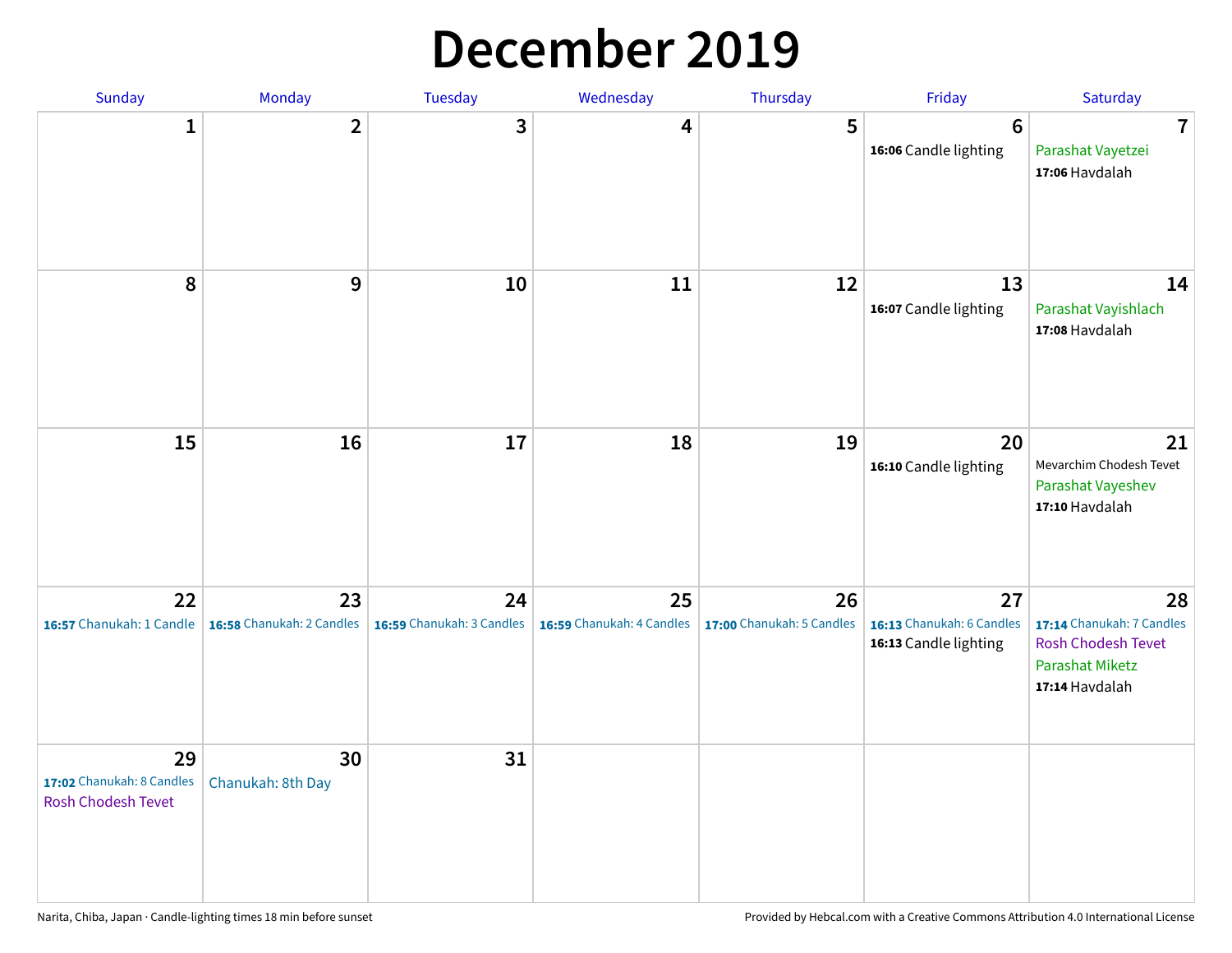# December 2019

| Sunday | Monday | Tuesday | Wednesday | Thursday | Friday | Saturday |
|---|---|---|---|---|---|---|
| 1 | 2 | 3 | 4 | 5 | 6<br>**16:06** Candle lighting | 7<br>Parashat Vayetzei<br>**17:06** Havdalah |
| 8 | 9 | 10 | 11 | 12 | 13<br>**16:07** Candle lighting | 14<br>Parashat Vayishlach<br>**17:08** Havdalah |
| 15 | 16 | 17 | 18 | 19 | 20<br>**16:10** Candle lighting | 21<br>Mevarchim Chodesh Tevet<br>Parashat Vayeshev<br>**17:10** Havdalah |
| 22<br>**16:57** Chanukah: 1 Candle | 23<br>**16:58** Chanukah: 2 Candles | 24<br>**16:59** Chanukah: 3 Candles | 25<br>**16:59** Chanukah: 4 Candles | 26<br>**17:00** Chanukah: 5 Candles | 27<br>**16:13** Chanukah: 6 Candles<br>**16:13** Candle lighting | 28<br>**17:14** Chanukah: 7 Candles<br>Rosh Chodesh Tevet<br>Parashat Miketz<br>**17:14** Havdalah |
| 29<br>**17:02** Chanukah: 8 Candles<br>Rosh Chodesh Tevet | 30<br>Chanukah: 8th Day | 31 | | | | |

Narita, Chiba, Japan · Candle-lighting times 18 min before sunset

Provided by Hebcal.com with a Creative Commons Attribution 4.0 International License